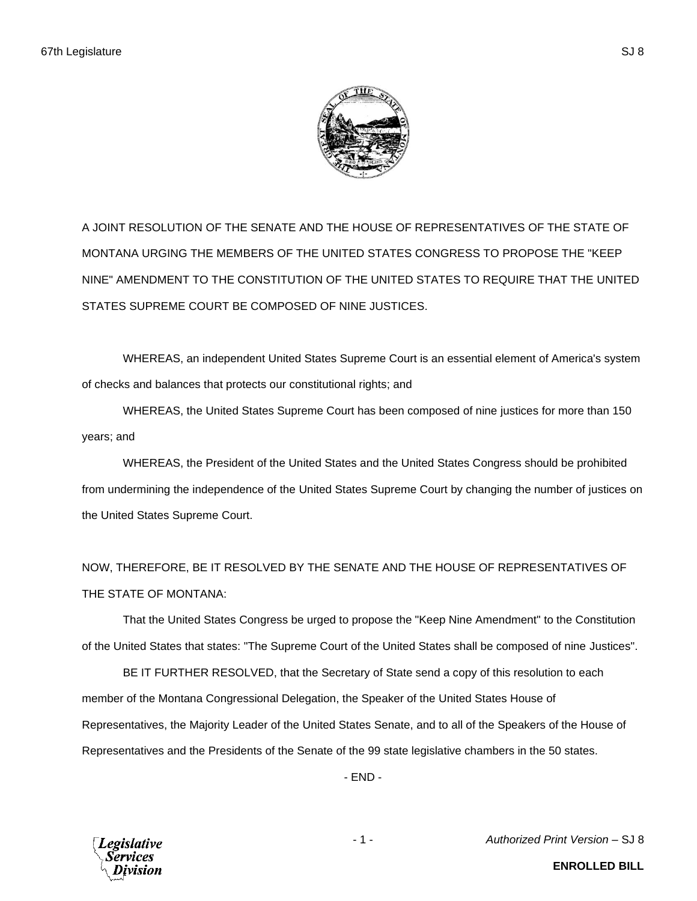A JOINT RESOLUTION OF THE SENATE AND THE HOUSE OF REPRESENTATIVES OF THE STATE OF MONTANA URGING THE MEMBERS OF THE UNITED STATES CONGRESS TO PROPOSE THE "KEEP NINE" AMENDMENT TO THE CONSTITUTION OF THE UNITED STATES TO REQUIRE THAT THE UNITED STATES SUPREME COURT BE COMPOSED OF NINE JUSTICES.

WHEREAS, an independent United States Supreme Court is an essential element of America's system of checks and balances that protects our constitutional rights; and

WHEREAS, the United States Supreme Court has been composed of nine justices for more than 150 years; and

WHEREAS, the President of the United States and the United States Congress should be prohibited from undermining the independence of the United States Supreme Court by changing the number of justices on the United States Supreme Court.

NOW, THEREFORE, BE IT RESOLVED BY THE SENATE AND THE HOUSE OF REPRESENTATIVES OF THE STATE OF MONTANA:

That the United States Congress be urged to propose the "Keep Nine Amendment" to the Constitution of the United States that states: "The Supreme Court of the United States shall be composed of nine Justices".

BE IT FURTHER RESOLVED, that the Secretary of State send a copy of this resolution to each member of the Montana Congressional Delegation, the Speaker of the United States House of Representatives, the Majority Leader of the United States Senate, and to all of the Speakers of the House of Representatives and the Presidents of the Senate of the 99 state legislative chambers in the 50 states.

- END -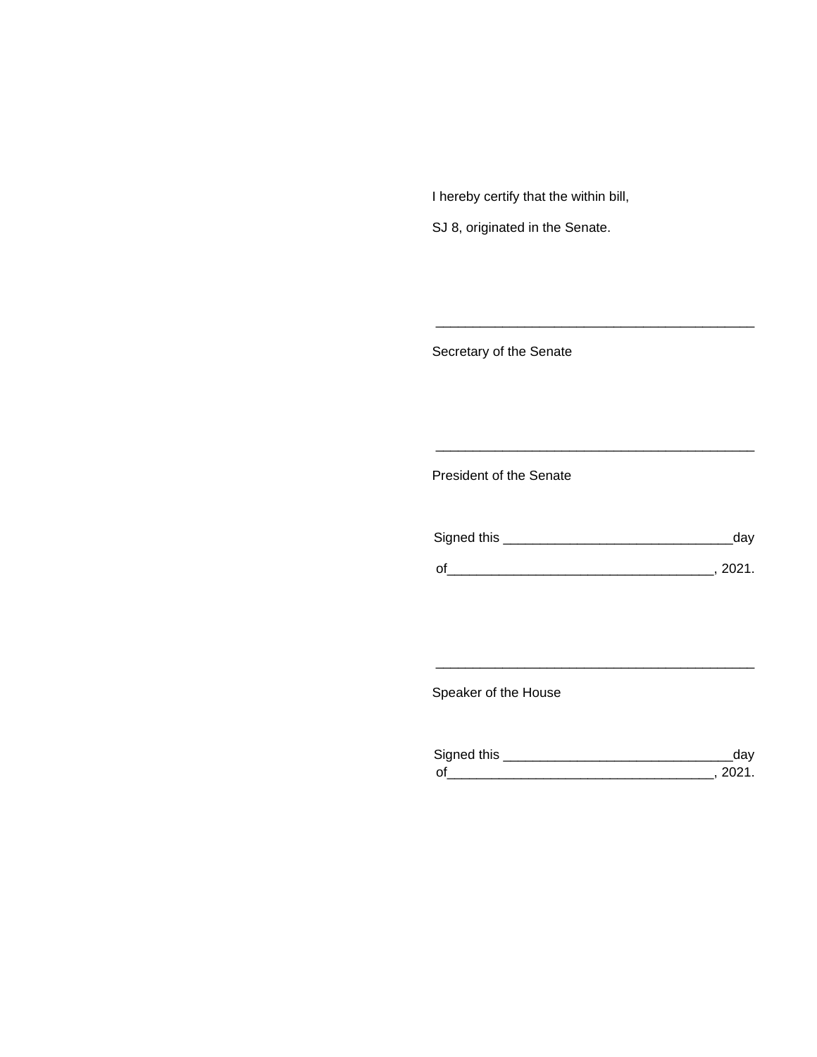I hereby certify that the within bill,

SJ 8, originated in the Senate.

\_\_\_\_\_\_\_\_\_\_\_\_\_\_\_\_\_\_\_\_\_\_\_\_\_\_\_\_\_\_\_\_\_\_\_\_\_\_\_\_\_\_\_\_

Secretary of the Senate

\_\_\_\_\_\_\_\_\_\_\_\_\_\_\_\_\_\_\_\_\_\_\_\_\_\_\_\_\_\_\_\_\_\_\_\_\_\_\_\_\_\_\_\_

President of the Senate

Signed this \_\_\_\_\_\_\_\_\_\_\_\_\_\_\_\_\_\_\_\_\_\_\_\_\_\_\_\_\_\_\_day

of\_\_\_\_\_\_\_\_\_\_\_\_\_\_\_\_\_\_\_\_\_\_\_\_\_\_\_\_\_\_\_\_\_\_\_\_, 2021.

\_\_\_\_\_\_\_\_\_\_\_\_\_\_\_\_\_\_\_\_\_\_\_\_\_\_\_\_\_\_\_\_\_\_\_\_\_\_\_\_\_\_\_\_

Speaker of the House

Signed this \_\_\_\_\_\_\_\_\_\_\_\_\_\_\_\_\_\_\_\_\_\_\_\_\_\_\_\_\_\_\_day

of\_\_\_\_\_\_\_\_\_\_\_\_\_\_\_\_\_\_\_\_\_\_\_\_\_\_\_\_\_\_\_\_\_\_\_\_, 2021.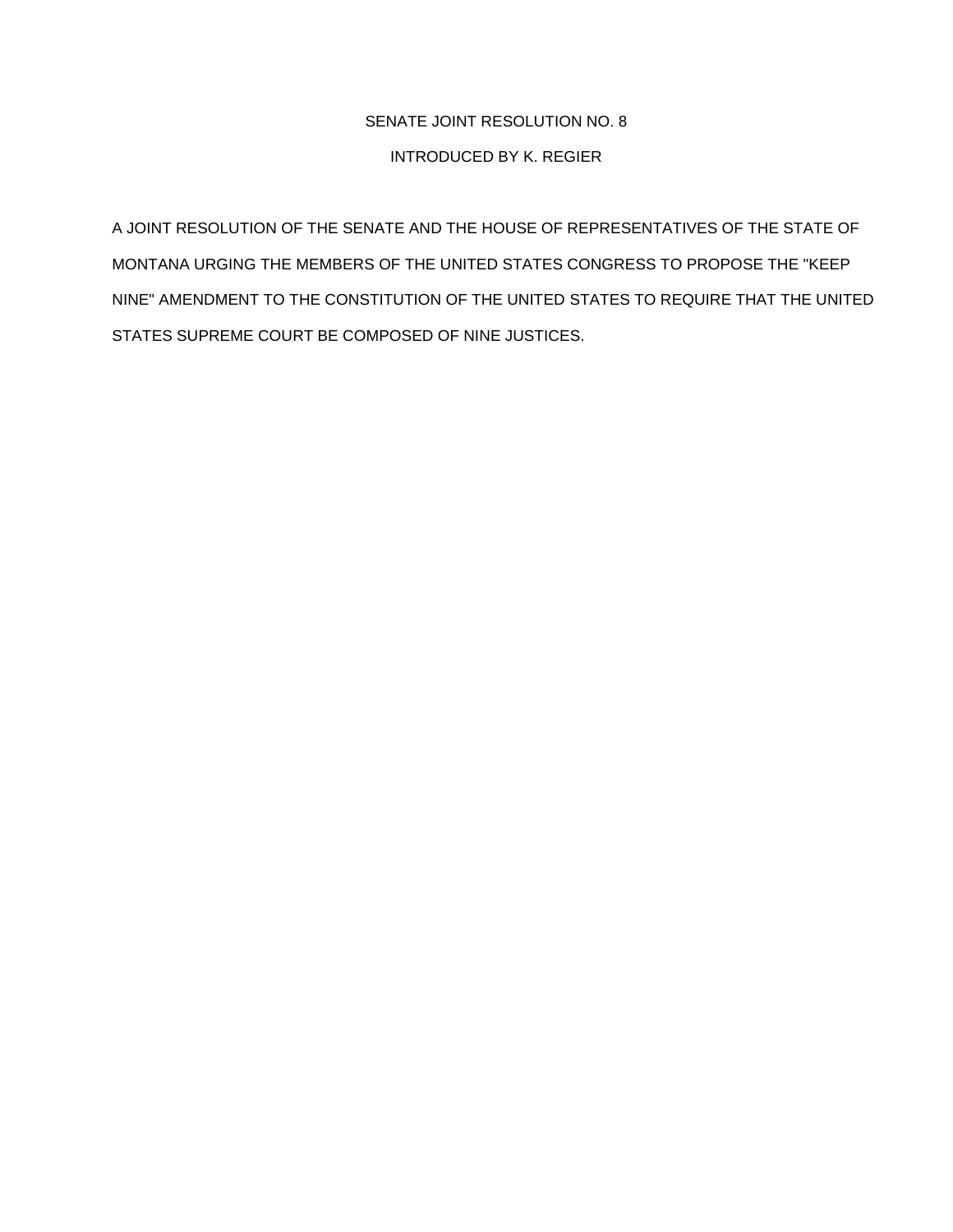SENATE JOINT RESOLUTION NO. 8

INTRODUCED BY K. REGIER

A JOINT RESOLUTION OF THE SENATE AND THE HOUSE OF REPRESENTATIVES OF THE STATE OF MONTANA URGING THE MEMBERS OF THE UNITED STATES CONGRESS TO PROPOSE THE "KEEP NINE" AMENDMENT TO THE CONSTITUTION OF THE UNITED STATES TO REQUIRE THAT THE UNITED STATES SUPREME COURT BE COMPOSED OF NINE JUSTICES.